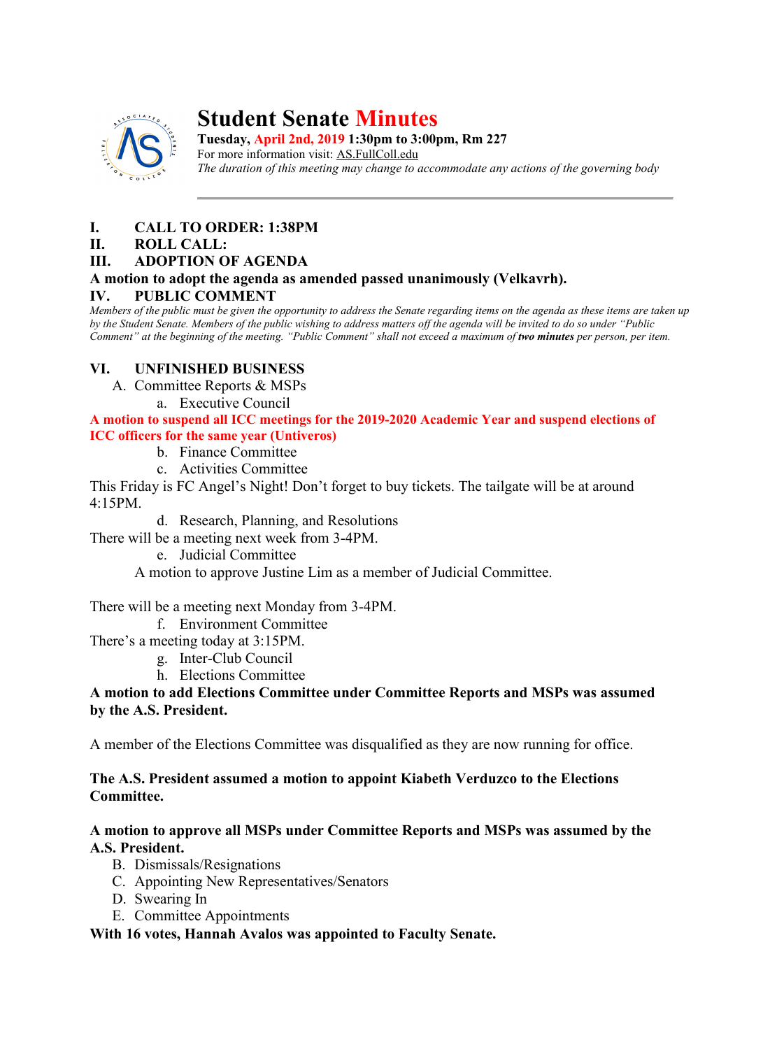# Student Senate Minutes

**Tuesday, April 2nd, 2019 1:30pm to 3:00pm, Rm 227**

For more information visit: AS.FullColl.edu

*The duration of this meeting may change to accommodate any actions of the governing body*

---

**I. CALL TO ORDER: 1:38PM**

**II. ROLL CALL:**

**III. ADOPTION OF AGENDA**

**A motion to adopt the agenda as amended passed unanimously (Velkavrh).**

**IV. PUBLIC COMMENT**

*Members of the public must be given the opportunity to address the Senate regarding items on the agenda as these items are taken up by the Student Senate. Members of the public wishing to address matters off the agenda will be invited to do so under "Public Comment" at the beginning of the meeting. "Public Comment" shall not exceed a maximum of* ***two minutes*** *per person, per item.*

**VI. UNFINISHED BUSINESS**

A. Committee Reports & MSPs

a. Executive Council

**A motion to suspend all ICC meetings for the 2019-2020 Academic Year and suspend elections of ICC officers for the same year (Untiveros)**

b. Finance Committee

c. Activities Committee

This Friday is FC Angel's Night! Don't forget to buy tickets. The tailgate will be at around 4:15PM.

d. Research, Planning, and Resolutions

There will be a meeting next week from 3-4PM.

e. Judicial Committee

A motion to approve Justine Lim as a member of Judicial Committee.

There will be a meeting next Monday from 3-4PM.

f. Environment Committee

There's a meeting today at 3:15PM.

g. Inter-Club Council

h. Elections Committee

**A motion to add Elections Committee under Committee Reports and MSPs was assumed by the A.S. President.**

A member of the Elections Committee was disqualified as they are now running for office.

**The A.S. President assumed a motion to appoint Kiabeth Verduzco to the Elections Committee.**

**A motion to approve all MSPs under Committee Reports and MSPs was assumed by the A.S. President.**

B. Dismissals/Resignations

C. Appointing New Representatives/Senators

D. Swearing In

E. Committee Appointments

**With 16 votes, Hannah Avalos was appointed to Faculty Senate.**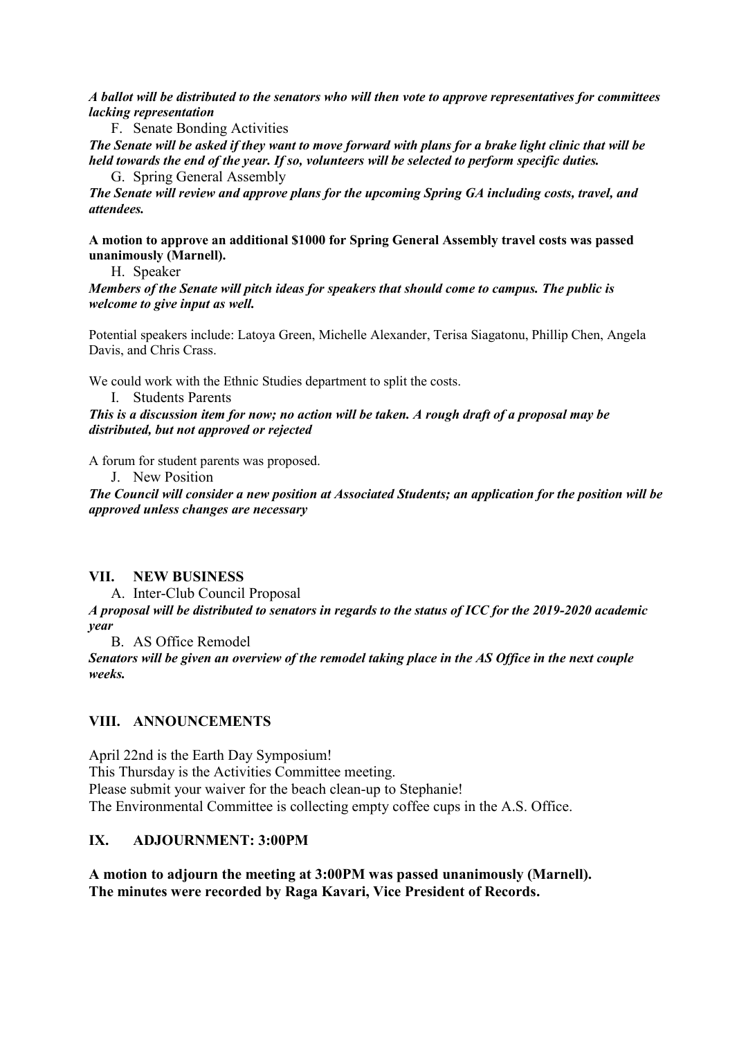***A ballot will be distributed to the senators who will then vote to approve representatives for committees lacking representation***

F. Senate Bonding Activities

***The Senate will be asked if they want to move forward with plans for a brake light clinic that will be held towards the end of the year. If so, volunteers will be selected to perform specific duties.***

G. Spring General Assembly

***The Senate will review and approve plans for the upcoming Spring GA including costs, travel, and attendees.***

**A motion to approve an additional $1000 for Spring General Assembly travel costs was passed unanimously (Marnell).**

H. Speaker

***Members of the Senate will pitch ideas for speakers that should come to campus. The public is welcome to give input as well.***

Potential speakers include: Latoya Green, Michelle Alexander, Terisa Siagatonu, Phillip Chen, Angela Davis, and Chris Crass.

We could work with the Ethnic Studies department to split the costs.

I. Students Parents

***This is a discussion item for now; no action will be taken. A rough draft of a proposal may be distributed, but not approved or rejected***

A forum for student parents was proposed.

J. New Position

***The Council will consider a new position at Associated Students; an application for the position will be approved unless changes are necessary***

## VII. NEW BUSINESS

A. Inter-Club Council Proposal

***A proposal will be distributed to senators in regards to the status of ICC for the 2019-2020 academic year***

B. AS Office Remodel

***Senators will be given an overview of the remodel taking place in the AS Office in the next couple weeks.***

## VIII. ANNOUNCEMENTS

April 22nd is the Earth Day Symposium!
This Thursday is the Activities Committee meeting.
Please submit your waiver for the beach clean-up to Stephanie!
The Environmental Committee is collecting empty coffee cups in the A.S. Office.

## IX. ADJOURNMENT: 3:00PM

**A motion to adjourn the meeting at 3:00PM was passed unanimously (Marnell).**
**The minutes were recorded by Raga Kavari, Vice President of Records.**